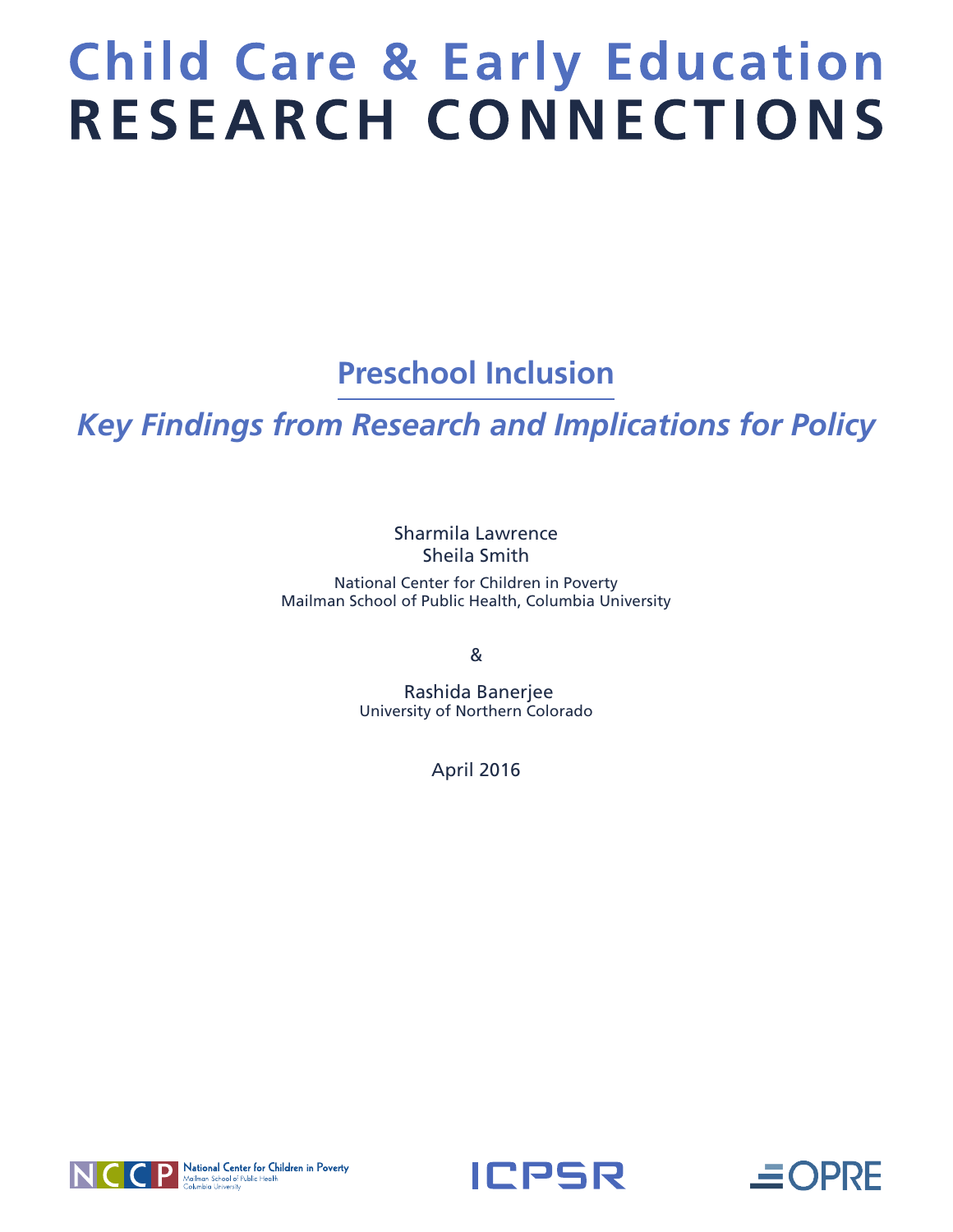# Child Care & Early Education RESEARCH CONNECTIONS

## Preschool Inclusion

### *Key Findings from Research and Implications for Policy*

Sharmila Lawrence
Sheila Smith

National Center for Children in Poverty
Mailman School of Public Health, Columbia University

&

Rashida Banerjee
University of Northern Colorado

April 2016

NCCP National Center for Children in Poverty
Mailman School of Public Health
Columbia University

ICPSR

OPRE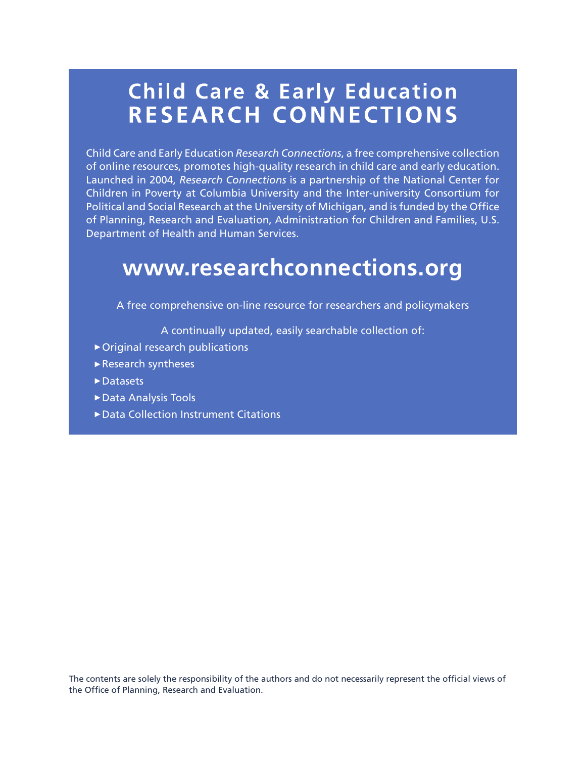# Child Care & Early Education
# RESEARCH CONNECTIONS

Child Care and Early Education *Research Connections*, a free comprehensive collection of online resources, promotes high-quality research in child care and early education. Launched in 2004, *Research Connections* is a partnership of the National Center for Children in Poverty at Columbia University and the Inter-university Consortium for Political and Social Research at the University of Michigan, and is funded by the Office of Planning, Research and Evaluation, Administration for Children and Families, U.S. Department of Health and Human Services.

## www.researchconnections.org

A free comprehensive on-line resource for researchers and policymakers

A continually updated, easily searchable collection of:

- Original research publications
- Research syntheses
- Datasets
- Data Analysis Tools
- Data Collection Instrument Citations

The contents are solely the responsibility of the authors and do not necessarily represent the official views of the Office of Planning, Research and Evaluation.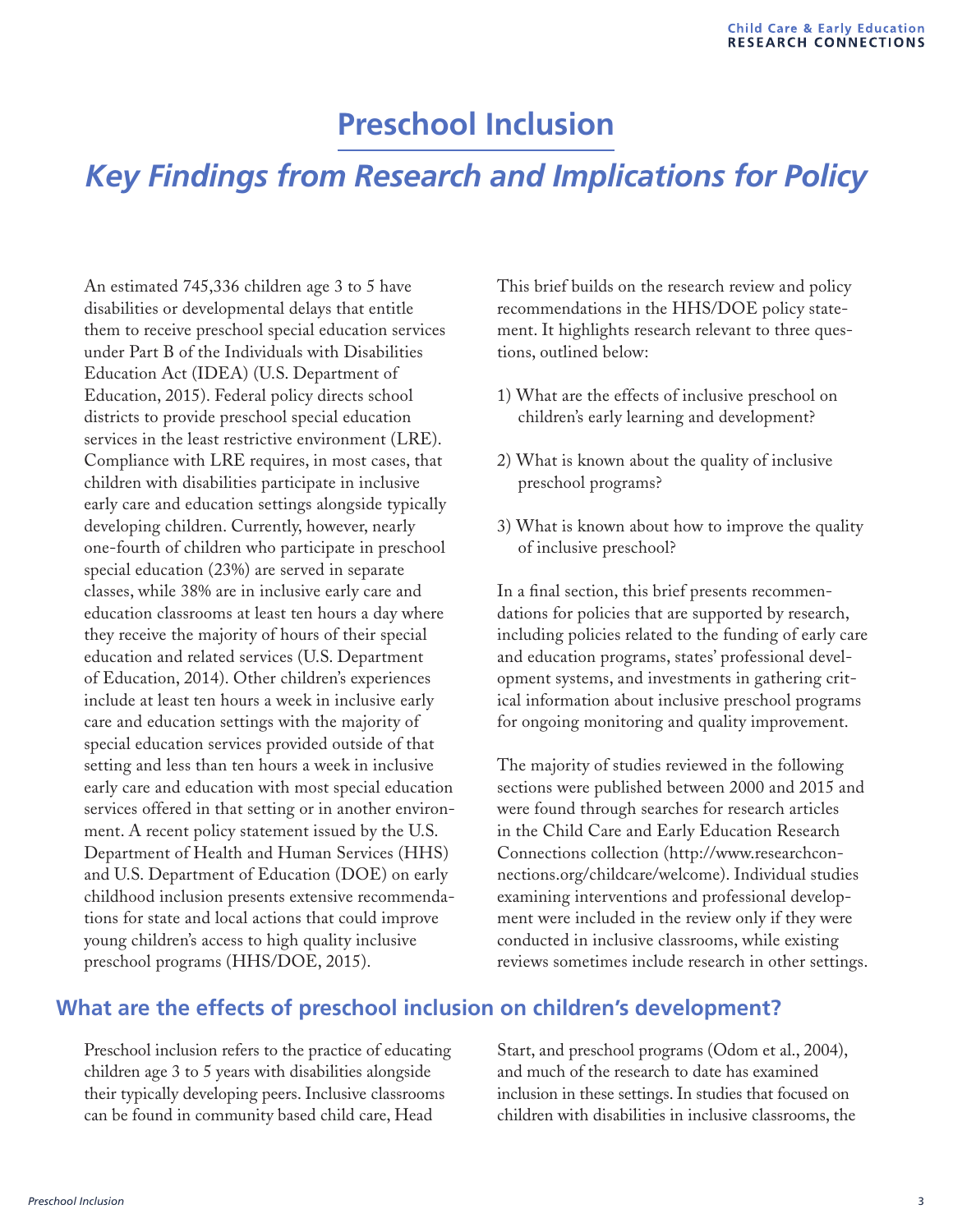# Preschool Inclusion

## *Key Findings from Research and Implications for Policy*

An estimated 745,336 children age 3 to 5 have disabilities or developmental delays that entitle them to receive preschool special education services under Part B of the Individuals with Disabilities Education Act (IDEA) (U.S. Department of Education, 2015). Federal policy directs school districts to provide preschool special education services in the least restrictive environment (LRE). Compliance with LRE requires, in most cases, that children with disabilities participate in inclusive early care and education settings alongside typically developing children. Currently, however, nearly one-fourth of children who participate in preschool special education (23%) are served in separate classes, while 38% are in inclusive early care and education classrooms at least ten hours a day where they receive the majority of hours of their special education and related services (U.S. Department of Education, 2014). Other children's experiences include at least ten hours a week in inclusive early care and education settings with the majority of special education services provided outside of that setting and less than ten hours a week in inclusive early care and education with most special education services offered in that setting or in another environment. A recent policy statement issued by the U.S. Department of Health and Human Services (HHS) and U.S. Department of Education (DOE) on early childhood inclusion presents extensive recommendations for state and local actions that could improve young children's access to high quality inclusive preschool programs (HHS/DOE, 2015).

This brief builds on the research review and policy recommendations in the HHS/DOE policy statement. It highlights research relevant to three questions, outlined below:

1) What are the effects of inclusive preschool on children's early learning and development?

2) What is known about the quality of inclusive preschool programs?

3) What is known about how to improve the quality of inclusive preschool?

In a final section, this brief presents recommendations for policies that are supported by research, including policies related to the funding of early care and education programs, states' professional development systems, and investments in gathering critical information about inclusive preschool programs for ongoing monitoring and quality improvement.

The majority of studies reviewed in the following sections were published between 2000 and 2015 and were found through searches for research articles in the Child Care and Early Education Research Connections collection (http://www.researchconnections.org/childcare/welcome). Individual studies examining interventions and professional development were included in the review only if they were conducted in inclusive classrooms, while existing reviews sometimes include research in other settings.

## What are the effects of preschool inclusion on children's development?

Preschool inclusion refers to the practice of educating children age 3 to 5 years with disabilities alongside their typically developing peers. Inclusive classrooms can be found in community based child care, Head Start, and preschool programs (Odom et al., 2004), and much of the research to date has examined inclusion in these settings. In studies that focused on children with disabilities in inclusive classrooms, the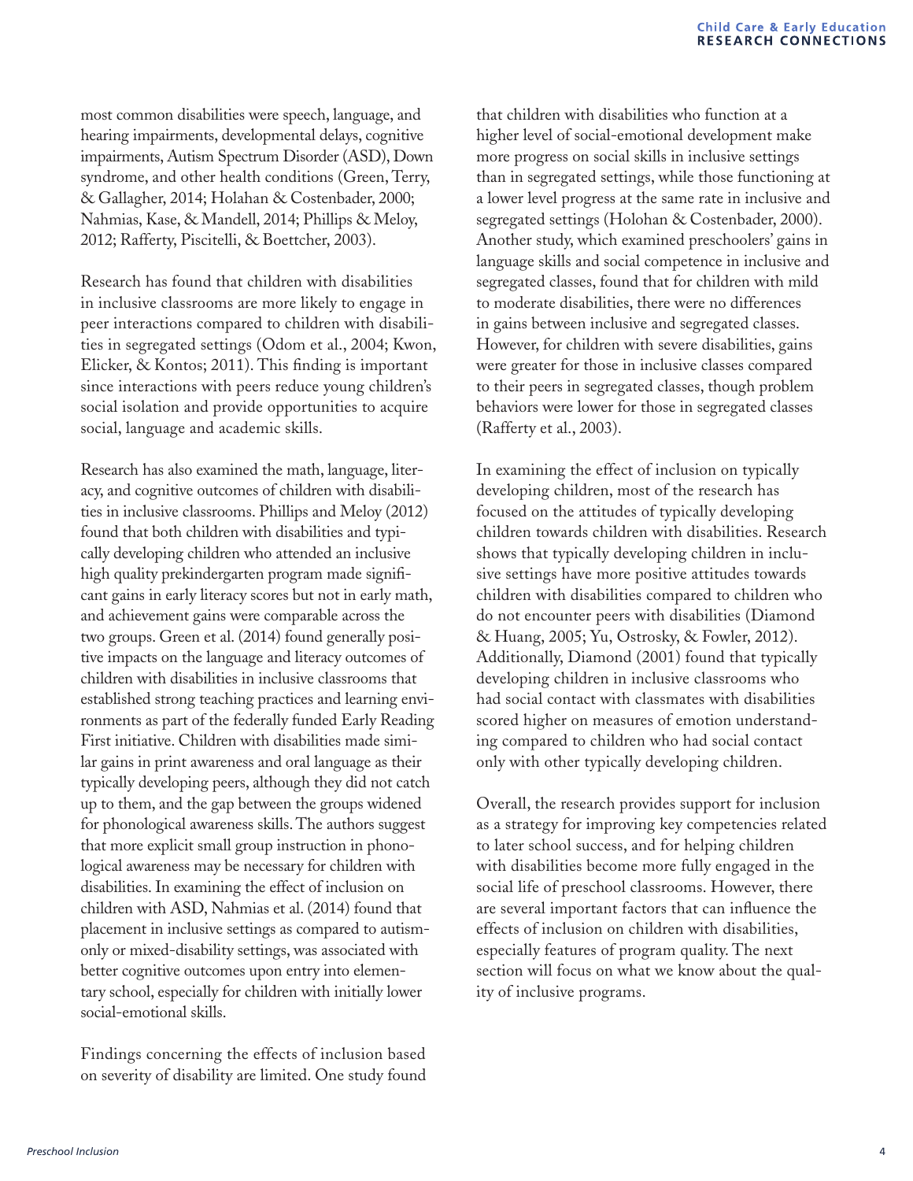most common disabilities were speech, language, and hearing impairments, developmental delays, cognitive impairments, Autism Spectrum Disorder (ASD), Down syndrome, and other health conditions (Green, Terry, & Gallagher, 2014; Holahan & Costenbader, 2000; Nahmias, Kase, & Mandell, 2014; Phillips & Meloy, 2012; Rafferty, Piscitelli, & Boettcher, 2003).

Research has found that children with disabilities in inclusive classrooms are more likely to engage in peer interactions compared to children with disabilities in segregated settings (Odom et al., 2004; Kwon, Elicker, & Kontos; 2011). This finding is important since interactions with peers reduce young children's social isolation and provide opportunities to acquire social, language and academic skills.

Research has also examined the math, language, literacy, and cognitive outcomes of children with disabilities in inclusive classrooms. Phillips and Meloy (2012) found that both children with disabilities and typically developing children who attended an inclusive high quality prekindergarten program made significant gains in early literacy scores but not in early math, and achievement gains were comparable across the two groups. Green et al. (2014) found generally positive impacts on the language and literacy outcomes of children with disabilities in inclusive classrooms that established strong teaching practices and learning environments as part of the federally funded Early Reading First initiative. Children with disabilities made similar gains in print awareness and oral language as their typically developing peers, although they did not catch up to them, and the gap between the groups widened for phonological awareness skills. The authors suggest that more explicit small group instruction in phonological awareness may be necessary for children with disabilities. In examining the effect of inclusion on children with ASD, Nahmias et al. (2014) found that placement in inclusive settings as compared to autism-only or mixed-disability settings, was associated with better cognitive outcomes upon entry into elementary school, especially for children with initially lower social-emotional skills.

Findings concerning the effects of inclusion based on severity of disability are limited. One study found that children with disabilities who function at a higher level of social-emotional development make more progress on social skills in inclusive settings than in segregated settings, while those functioning at a lower level progress at the same rate in inclusive and segregated settings (Holohan & Costenbader, 2000). Another study, which examined preschoolers' gains in language skills and social competence in inclusive and segregated classes, found that for children with mild to moderate disabilities, there were no differences in gains between inclusive and segregated classes. However, for children with severe disabilities, gains were greater for those in inclusive classes compared to their peers in segregated classes, though problem behaviors were lower for those in segregated classes (Rafferty et al., 2003).

In examining the effect of inclusion on typically developing children, most of the research has focused on the attitudes of typically developing children towards children with disabilities. Research shows that typically developing children in inclusive settings have more positive attitudes towards children with disabilities compared to children who do not encounter peers with disabilities (Diamond & Huang, 2005; Yu, Ostrosky, & Fowler, 2012). Additionally, Diamond (2001) found that typically developing children in inclusive classrooms who had social contact with classmates with disabilities scored higher on measures of emotion understanding compared to children who had social contact only with other typically developing children.

Overall, the research provides support for inclusion as a strategy for improving key competencies related to later school success, and for helping children with disabilities become more fully engaged in the social life of preschool classrooms. However, there are several important factors that can influence the effects of inclusion on children with disabilities, especially features of program quality. The next section will focus on what we know about the quality of inclusive programs.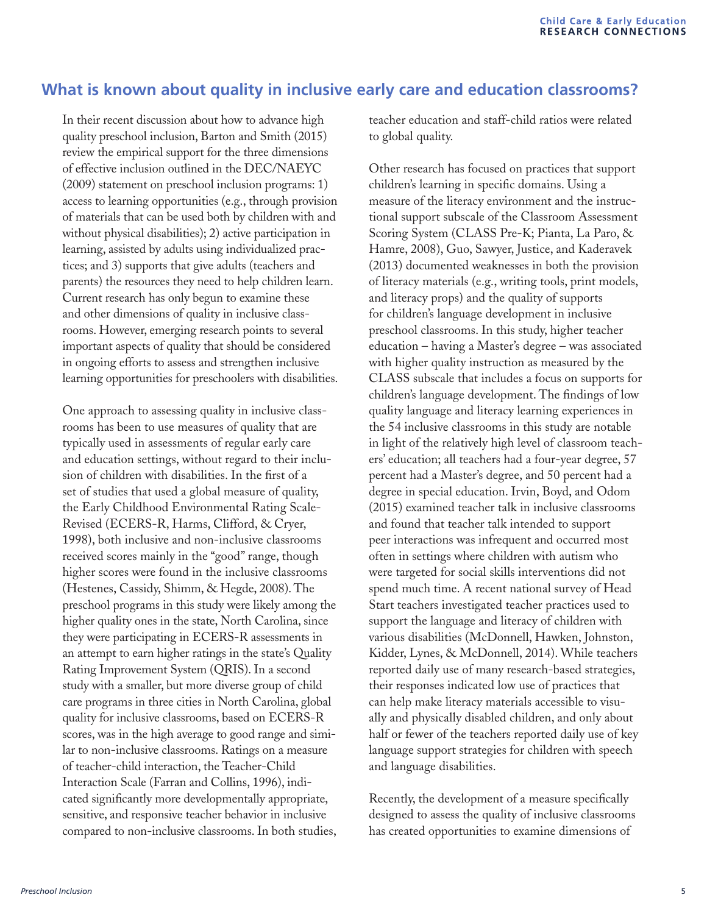## What is known about quality in inclusive early care and education classrooms?

In their recent discussion about how to advance high quality preschool inclusion, Barton and Smith (2015) review the empirical support for the three dimensions of effective inclusion outlined in the DEC/NAEYC (2009) statement on preschool inclusion programs: 1) access to learning opportunities (e.g., through provision of materials that can be used both by children with and without physical disabilities); 2) active participation in learning, assisted by adults using individualized practices; and 3) supports that give adults (teachers and parents) the resources they need to help children learn. Current research has only begun to examine these and other dimensions of quality in inclusive classrooms. However, emerging research points to several important aspects of quality that should be considered in ongoing efforts to assess and strengthen inclusive learning opportunities for preschoolers with disabilities.

One approach to assessing quality in inclusive classrooms has been to use measures of quality that are typically used in assessments of regular early care and education settings, without regard to their inclusion of children with disabilities. In the first of a set of studies that used a global measure of quality, the Early Childhood Environmental Rating Scale-Revised (ECERS-R, Harms, Clifford, & Cryer, 1998), both inclusive and non-inclusive classrooms received scores mainly in the "good" range, though higher scores were found in the inclusive classrooms (Hestenes, Cassidy, Shimm, & Hegde, 2008). The preschool programs in this study were likely among the higher quality ones in the state, North Carolina, since they were participating in ECERS-R assessments in an attempt to earn higher ratings in the state's Quality Rating Improvement System (QRIS). In a second study with a smaller, but more diverse group of child care programs in three cities in North Carolina, global quality for inclusive classrooms, based on ECERS-R scores, was in the high average to good range and similar to non-inclusive classrooms. Ratings on a measure of teacher-child interaction, the Teacher-Child Interaction Scale (Farran and Collins, 1996), indicated significantly more developmentally appropriate, sensitive, and responsive teacher behavior in inclusive compared to non-inclusive classrooms. In both studies, teacher education and staff-child ratios were related to global quality.

Other research has focused on practices that support children's learning in specific domains. Using a measure of the literacy environment and the instructional support subscale of the Classroom Assessment Scoring System (CLASS Pre-K; Pianta, La Paro, & Hamre, 2008), Guo, Sawyer, Justice, and Kaderavek (2013) documented weaknesses in both the provision of literacy materials (e.g., writing tools, print models, and literacy props) and the quality of supports for children's language development in inclusive preschool classrooms. In this study, higher teacher education – having a Master's degree – was associated with higher quality instruction as measured by the CLASS subscale that includes a focus on supports for children's language development. The findings of low quality language and literacy learning experiences in the 54 inclusive classrooms in this study are notable in light of the relatively high level of classroom teachers' education; all teachers had a four-year degree, 57 percent had a Master's degree, and 50 percent had a degree in special education. Irvin, Boyd, and Odom (2015) examined teacher talk in inclusive classrooms and found that teacher talk intended to support peer interactions was infrequent and occurred most often in settings where children with autism who were targeted for social skills interventions did not spend much time. A recent national survey of Head Start teachers investigated teacher practices used to support the language and literacy of children with various disabilities (McDonnell, Hawken, Johnston, Kidder, Lynes, & McDonnell, 2014). While teachers reported daily use of many research-based strategies, their responses indicated low use of practices that can help make literacy materials accessible to visually and physically disabled children, and only about half or fewer of the teachers reported daily use of key language support strategies for children with speech and language disabilities.

Recently, the development of a measure specifically designed to assess the quality of inclusive classrooms has created opportunities to examine dimensions of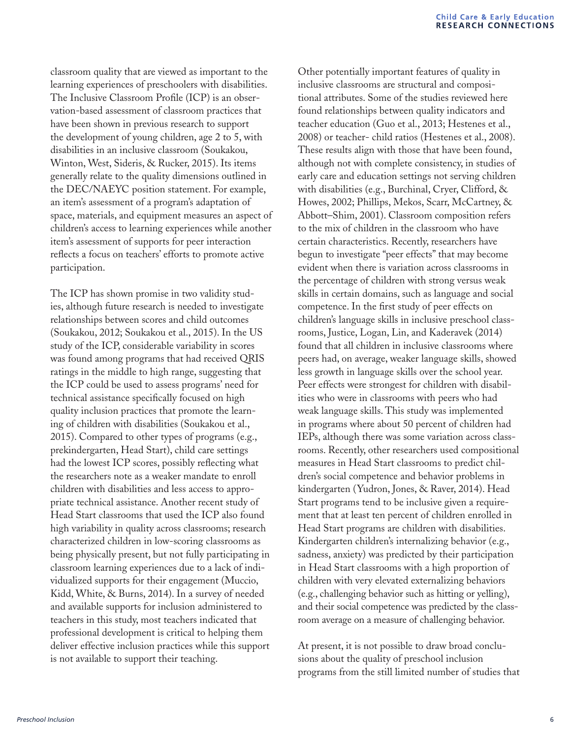classroom quality that are viewed as important to the learning experiences of preschoolers with disabilities. The Inclusive Classroom Profile (ICP) is an observation-based assessment of classroom practices that have been shown in previous research to support the development of young children, age 2 to 5, with disabilities in an inclusive classroom (Soukakou, Winton, West, Sideris, & Rucker, 2015). Its items generally relate to the quality dimensions outlined in the DEC/NAEYC position statement. For example, an item's assessment of a program's adaptation of space, materials, and equipment measures an aspect of children's access to learning experiences while another item's assessment of supports for peer interaction reflects a focus on teachers' efforts to promote active participation.

The ICP has shown promise in two validity studies, although future research is needed to investigate relationships between scores and child outcomes (Soukakou, 2012; Soukakou et al., 2015). In the US study of the ICP, considerable variability in scores was found among programs that had received QRIS ratings in the middle to high range, suggesting that the ICP could be used to assess programs' need for technical assistance specifically focused on high quality inclusion practices that promote the learning of children with disabilities (Soukakou et al., 2015). Compared to other types of programs (e.g., prekindergarten, Head Start), child care settings had the lowest ICP scores, possibly reflecting what the researchers note as a weaker mandate to enroll children with disabilities and less access to appropriate technical assistance. Another recent study of Head Start classrooms that used the ICP also found high variability in quality across classrooms; research characterized children in low-scoring classrooms as being physically present, but not fully participating in classroom learning experiences due to a lack of individualized supports for their engagement (Muccio, Kidd, White, & Burns, 2014). In a survey of needed and available supports for inclusion administered to teachers in this study, most teachers indicated that professional development is critical to helping them deliver effective inclusion practices while this support is not available to support their teaching.

Other potentially important features of quality in inclusive classrooms are structural and compositional attributes. Some of the studies reviewed here found relationships between quality indicators and teacher education (Guo et al., 2013; Hestenes et al., 2008) or teacher- child ratios (Hestenes et al., 2008). These results align with those that have been found, although not with complete consistency, in studies of early care and education settings not serving children with disabilities (e.g., Burchinal, Cryer, Clifford, & Howes, 2002; Phillips, Mekos, Scarr, McCartney, & Abbott–Shim, 2001). Classroom composition refers to the mix of children in the classroom who have certain characteristics. Recently, researchers have begun to investigate "peer effects" that may become evident when there is variation across classrooms in the percentage of children with strong versus weak skills in certain domains, such as language and social competence. In the first study of peer effects on children's language skills in inclusive preschool classrooms, Justice, Logan, Lin, and Kaderavek (2014) found that all children in inclusive classrooms where peers had, on average, weaker language skills, showed less growth in language skills over the school year. Peer effects were strongest for children with disabilities who were in classrooms with peers who had weak language skills. This study was implemented in programs where about 50 percent of children had IEPs, although there was some variation across classrooms. Recently, other researchers used compositional measures in Head Start classrooms to predict children's social competence and behavior problems in kindergarten (Yudron, Jones, & Raver, 2014). Head Start programs tend to be inclusive given a requirement that at least ten percent of children enrolled in Head Start programs are children with disabilities. Kindergarten children's internalizing behavior (e.g., sadness, anxiety) was predicted by their participation in Head Start classrooms with a high proportion of children with very elevated externalizing behaviors (e.g., challenging behavior such as hitting or yelling), and their social competence was predicted by the classroom average on a measure of challenging behavior.

At present, it is not possible to draw broad conclusions about the quality of preschool inclusion programs from the still limited number of studies that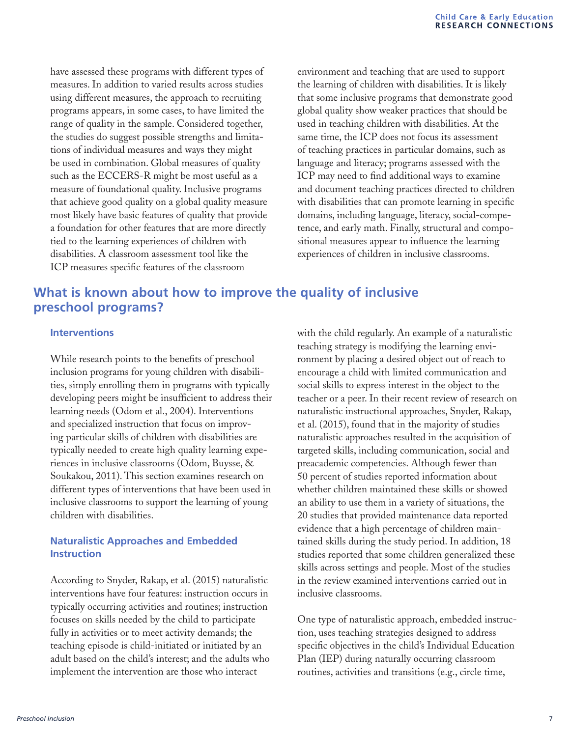have assessed these programs with different types of measures. In addition to varied results across studies using different measures, the approach to recruiting programs appears, in some cases, to have limited the range of quality in the sample. Considered together, the studies do suggest possible strengths and limitations of individual measures and ways they might be used in combination. Global measures of quality such as the ECCERS-R might be most useful as a measure of foundational quality. Inclusive programs that achieve good quality on a global quality measure most likely have basic features of quality that provide a foundation for other features that are more directly tied to the learning experiences of children with disabilities. A classroom assessment tool like the ICP measures specific features of the classroom environment and teaching that are used to support the learning of children with disabilities. It is likely that some inclusive programs that demonstrate good global quality show weaker practices that should be used in teaching children with disabilities. At the same time, the ICP does not focus its assessment of teaching practices in particular domains, such as language and literacy; programs assessed with the ICP may need to find additional ways to examine and document teaching practices directed to children with disabilities that can promote learning in specific domains, including language, literacy, social-competence, and early math. Finally, structural and compositional measures appear to influence the learning experiences of children in inclusive classrooms.

## What is known about how to improve the quality of inclusive preschool programs?

### Interventions

While research points to the benefits of preschool inclusion programs for young children with disabilities, simply enrolling them in programs with typically developing peers might be insufficient to address their learning needs (Odom et al., 2004). Interventions and specialized instruction that focus on improving particular skills of children with disabilities are typically needed to create high quality learning experiences in inclusive classrooms (Odom, Buysse, & Soukakou, 2011). This section examines research on different types of interventions that have been used in inclusive classrooms to support the learning of young children with disabilities.

### Naturalistic Approaches and Embedded Instruction

According to Snyder, Rakap, et al. (2015) naturalistic interventions have four features: instruction occurs in typically occurring activities and routines; instruction focuses on skills needed by the child to participate fully in activities or to meet activity demands; the teaching episode is child-initiated or initiated by an adult based on the child's interest; and the adults who implement the intervention are those who interact with the child regularly. An example of a naturalistic teaching strategy is modifying the learning environment by placing a desired object out of reach to encourage a child with limited communication and social skills to express interest in the object to the teacher or a peer. In their recent review of research on naturalistic instructional approaches, Snyder, Rakap, et al. (2015), found that in the majority of studies naturalistic approaches resulted in the acquisition of targeted skills, including communication, social and preacademic competencies. Although fewer than 50 percent of studies reported information about whether children maintained these skills or showed an ability to use them in a variety of situations, the 20 studies that provided maintenance data reported evidence that a high percentage of children maintained skills during the study period. In addition, 18 studies reported that some children generalized these skills across settings and people. Most of the studies in the review examined interventions carried out in inclusive classrooms.

One type of naturalistic approach, embedded instruction, uses teaching strategies designed to address specific objectives in the child's Individual Education Plan (IEP) during naturally occurring classroom routines, activities and transitions (e.g., circle time,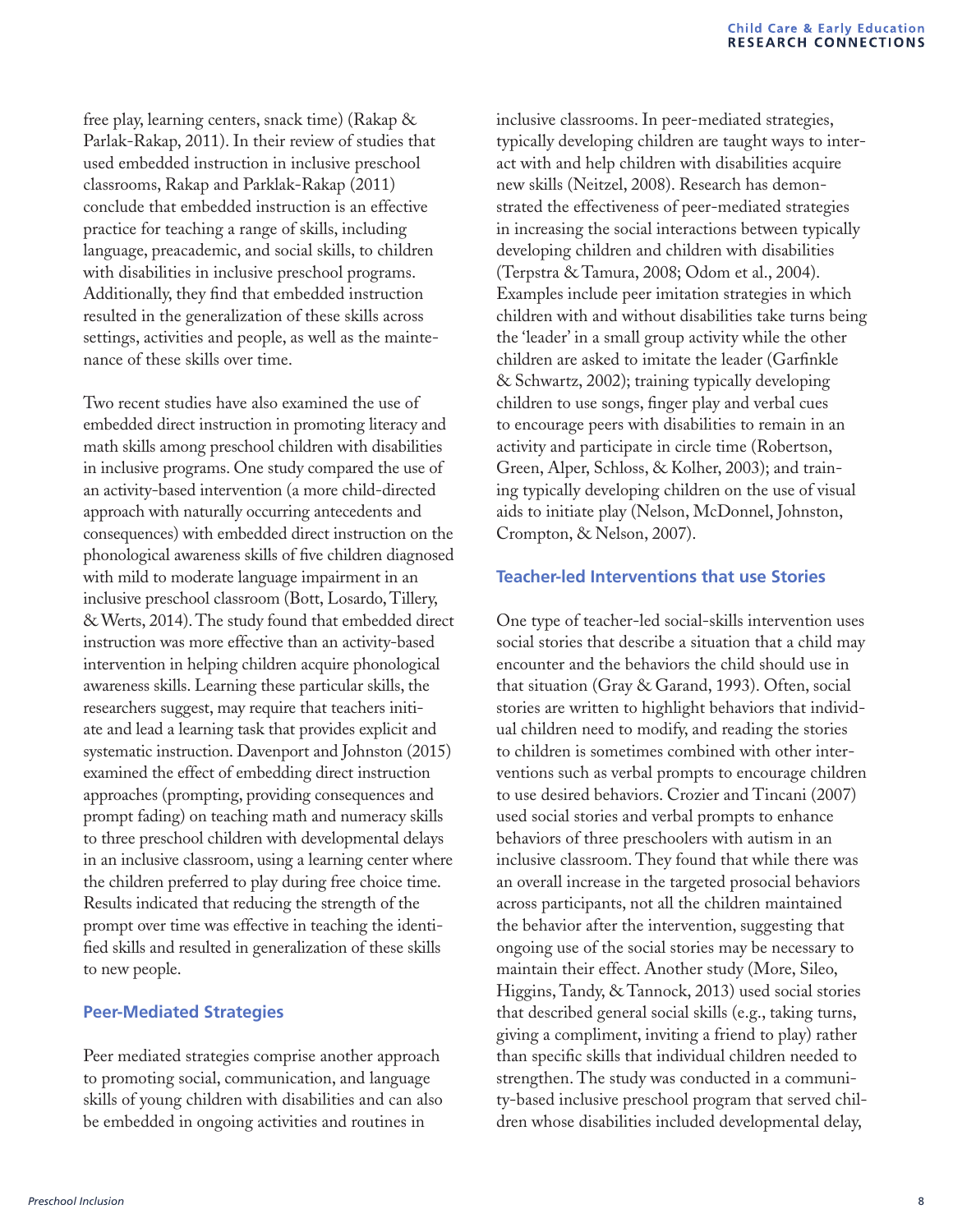free play, learning centers, snack time) (Rakap & Parlak-Rakap, 2011). In their review of studies that used embedded instruction in inclusive preschool classrooms, Rakap and Parklak-Rakap (2011) conclude that embedded instruction is an effective practice for teaching a range of skills, including language, preacademic, and social skills, to children with disabilities in inclusive preschool programs. Additionally, they find that embedded instruction resulted in the generalization of these skills across settings, activities and people, as well as the maintenance of these skills over time.

Two recent studies have also examined the use of embedded direct instruction in promoting literacy and math skills among preschool children with disabilities in inclusive programs. One study compared the use of an activity-based intervention (a more child-directed approach with naturally occurring antecedents and consequences) with embedded direct instruction on the phonological awareness skills of five children diagnosed with mild to moderate language impairment in an inclusive preschool classroom (Bott, Losardo, Tillery, & Werts, 2014). The study found that embedded direct instruction was more effective than an activity-based intervention in helping children acquire phonological awareness skills. Learning these particular skills, the researchers suggest, may require that teachers initiate and lead a learning task that provides explicit and systematic instruction. Davenport and Johnston (2015) examined the effect of embedding direct instruction approaches (prompting, providing consequences and prompt fading) on teaching math and numeracy skills to three preschool children with developmental delays in an inclusive classroom, using a learning center where the children preferred to play during free choice time. Results indicated that reducing the strength of the prompt over time was effective in teaching the identified skills and resulted in generalization of these skills to new people.

### Peer-Mediated Strategies

Peer mediated strategies comprise another approach to promoting social, communication, and language skills of young children with disabilities and can also be embedded in ongoing activities and routines in inclusive classrooms. In peer-mediated strategies, typically developing children are taught ways to interact with and help children with disabilities acquire new skills (Neitzel, 2008). Research has demonstrated the effectiveness of peer-mediated strategies in increasing the social interactions between typically developing children and children with disabilities (Terpstra & Tamura, 2008; Odom et al., 2004). Examples include peer imitation strategies in which children with and without disabilities take turns being the 'leader' in a small group activity while the other children are asked to imitate the leader (Garfinkle & Schwartz, 2002); training typically developing children to use songs, finger play and verbal cues to encourage peers with disabilities to remain in an activity and participate in circle time (Robertson, Green, Alper, Schloss, & Kolher, 2003); and training typically developing children on the use of visual aids to initiate play (Nelson, McDonnel, Johnston, Crompton, & Nelson, 2007).

### Teacher-led Interventions that use Stories

One type of teacher-led social-skills intervention uses social stories that describe a situation that a child may encounter and the behaviors the child should use in that situation (Gray & Garand, 1993). Often, social stories are written to highlight behaviors that individual children need to modify, and reading the stories to children is sometimes combined with other interventions such as verbal prompts to encourage children to use desired behaviors. Crozier and Tincani (2007) used social stories and verbal prompts to enhance behaviors of three preschoolers with autism in an inclusive classroom. They found that while there was an overall increase in the targeted prosocial behaviors across participants, not all the children maintained the behavior after the intervention, suggesting that ongoing use of the social stories may be necessary to maintain their effect. Another study (More, Sileo, Higgins, Tandy, & Tannock, 2013) used social stories that described general social skills (e.g., taking turns, giving a compliment, inviting a friend to play) rather than specific skills that individual children needed to strengthen. The study was conducted in a community-based inclusive preschool program that served children whose disabilities included developmental delay,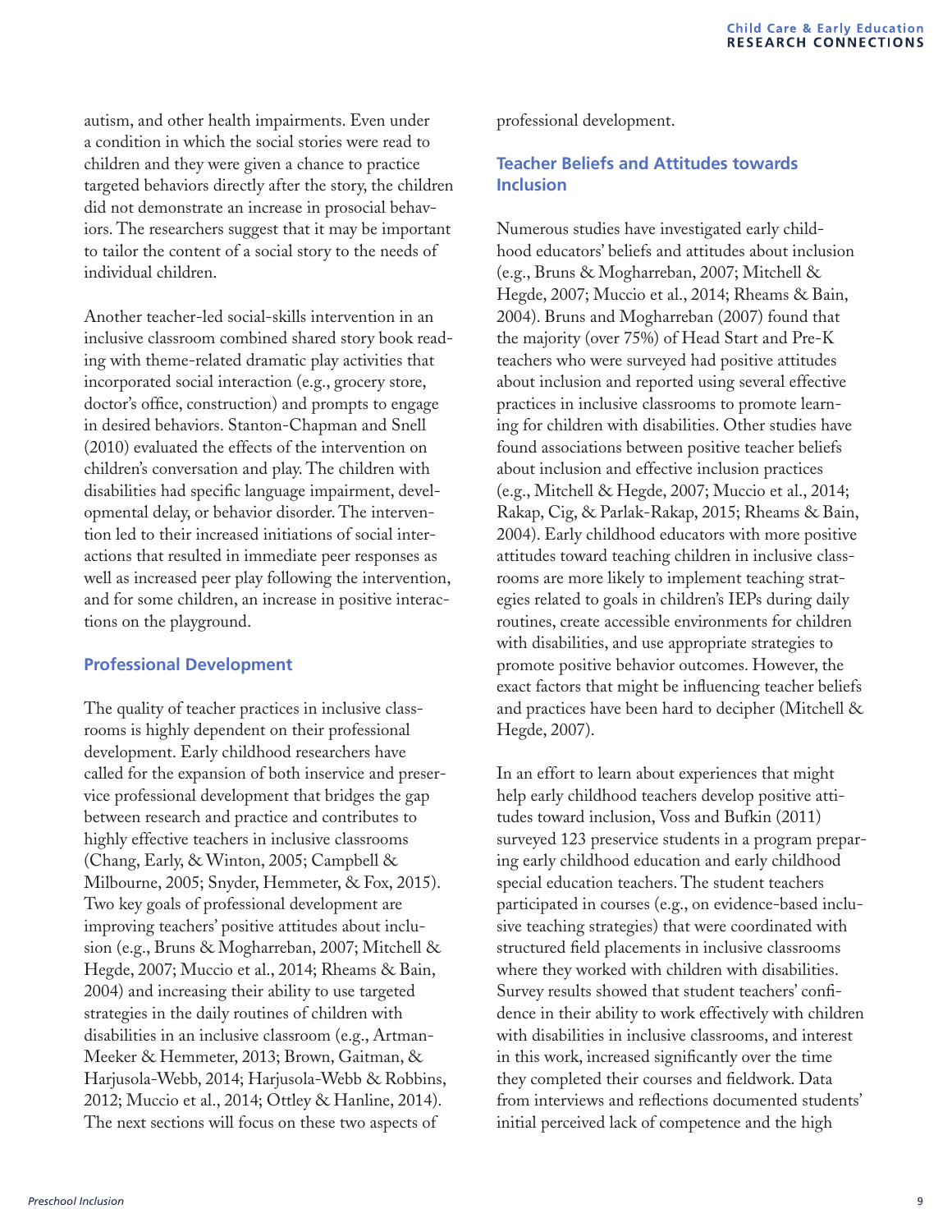autism, and other health impairments. Even under a condition in which the social stories were read to children and they were given a chance to practice targeted behaviors directly after the story, the children did not demonstrate an increase in prosocial behaviors. The researchers suggest that it may be important to tailor the content of a social story to the needs of individual children.

Another teacher-led social-skills intervention in an inclusive classroom combined shared story book reading with theme-related dramatic play activities that incorporated social interaction (e.g., grocery store, doctor's office, construction) and prompts to engage in desired behaviors. Stanton-Chapman and Snell (2010) evaluated the effects of the intervention on children's conversation and play. The children with disabilities had specific language impairment, developmental delay, or behavior disorder. The intervention led to their increased initiations of social interactions that resulted in immediate peer responses as well as increased peer play following the intervention, and for some children, an increase in positive interactions on the playground.

### Professional Development

The quality of teacher practices in inclusive classrooms is highly dependent on their professional development. Early childhood researchers have called for the expansion of both inservice and preservice professional development that bridges the gap between research and practice and contributes to highly effective teachers in inclusive classrooms (Chang, Early, & Winton, 2005; Campbell & Milbourne, 2005; Snyder, Hemmeter, & Fox, 2015). Two key goals of professional development are improving teachers' positive attitudes about inclusion (e.g., Bruns & Mogharreban, 2007; Mitchell & Hegde, 2007; Muccio et al., 2014; Rheams & Bain, 2004) and increasing their ability to use targeted strategies in the daily routines of children with disabilities in an inclusive classroom (e.g., Artman-Meeker & Hemmeter, 2013; Brown, Gaitman, & Harjusola-Webb, 2014; Harjusola-Webb & Robbins, 2012; Muccio et al., 2014; Ottley & Hanline, 2014). The next sections will focus on these two aspects of professional development.

### Teacher Beliefs and Attitudes towards Inclusion

Numerous studies have investigated early childhood educators' beliefs and attitudes about inclusion (e.g., Bruns & Mogharreban, 2007; Mitchell & Hegde, 2007; Muccio et al., 2014; Rheams & Bain, 2004). Bruns and Mogharreban (2007) found that the majority (over 75%) of Head Start and Pre-K teachers who were surveyed had positive attitudes about inclusion and reported using several effective practices in inclusive classrooms to promote learning for children with disabilities. Other studies have found associations between positive teacher beliefs about inclusion and effective inclusion practices (e.g., Mitchell & Hegde, 2007; Muccio et al., 2014; Rakap, Cig, & Parlak-Rakap, 2015; Rheams & Bain, 2004). Early childhood educators with more positive attitudes toward teaching children in inclusive classrooms are more likely to implement teaching strategies related to goals in children's IEPs during daily routines, create accessible environments for children with disabilities, and use appropriate strategies to promote positive behavior outcomes. However, the exact factors that might be influencing teacher beliefs and practices have been hard to decipher (Mitchell & Hegde, 2007).

In an effort to learn about experiences that might help early childhood teachers develop positive attitudes toward inclusion, Voss and Bufkin (2011) surveyed 123 preservice students in a program preparing early childhood education and early childhood special education teachers. The student teachers participated in courses (e.g., on evidence-based inclusive teaching strategies) that were coordinated with structured field placements in inclusive classrooms where they worked with children with disabilities. Survey results showed that student teachers' confidence in their ability to work effectively with children with disabilities in inclusive classrooms, and interest in this work, increased significantly over the time they completed their courses and fieldwork. Data from interviews and reflections documented students' initial perceived lack of competence and the high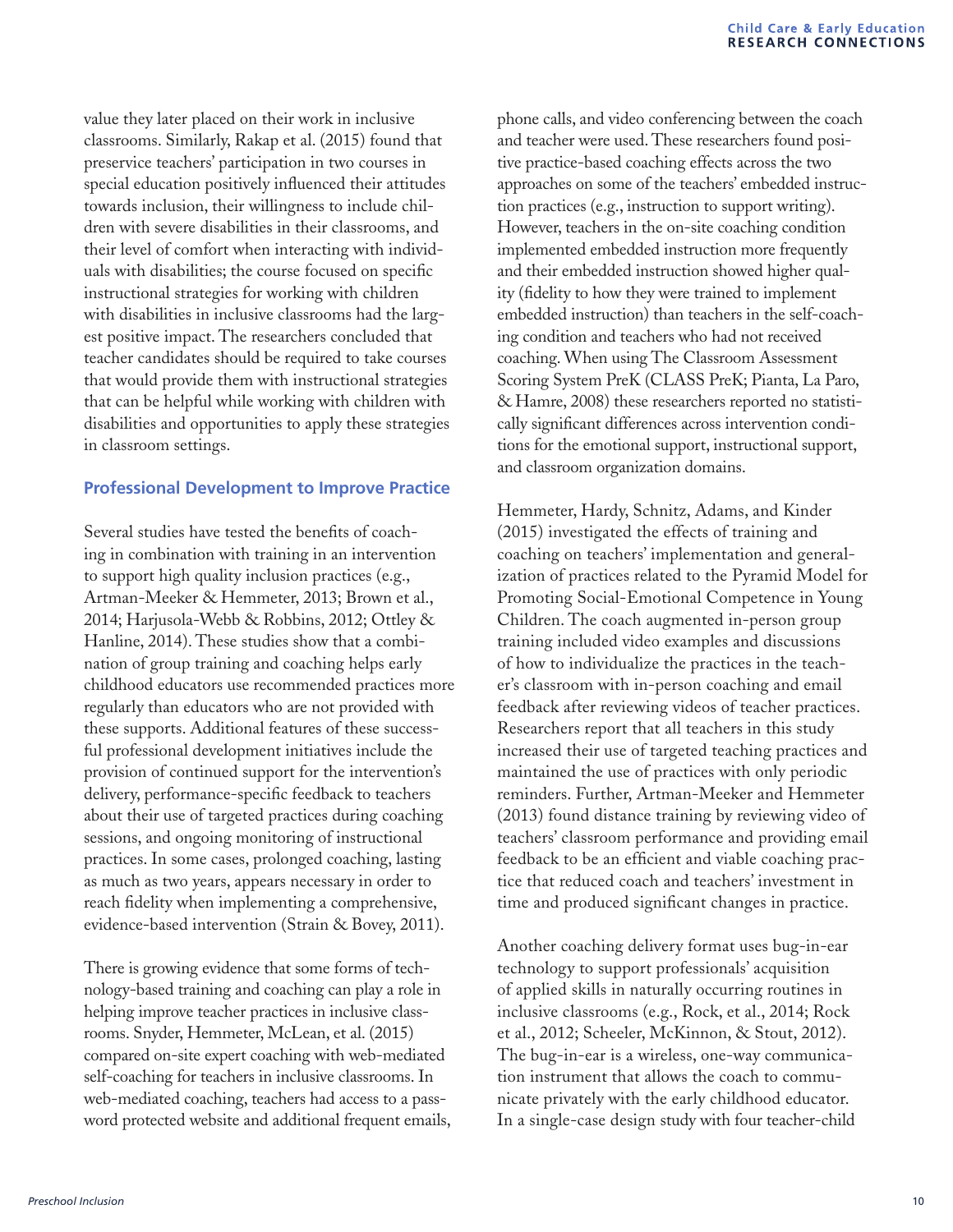value they later placed on their work in inclusive classrooms. Similarly, Rakap et al. (2015) found that preservice teachers' participation in two courses in special education positively influenced their attitudes towards inclusion, their willingness to include children with severe disabilities in their classrooms, and their level of comfort when interacting with individuals with disabilities; the course focused on specific instructional strategies for working with children with disabilities in inclusive classrooms had the largest positive impact. The researchers concluded that teacher candidates should be required to take courses that would provide them with instructional strategies that can be helpful while working with children with disabilities and opportunities to apply these strategies in classroom settings.

### Professional Development to Improve Practice

Several studies have tested the benefits of coaching in combination with training in an intervention to support high quality inclusion practices (e.g., Artman-Meeker & Hemmeter, 2013; Brown et al., 2014; Harjusola-Webb & Robbins, 2012; Ottley & Hanline, 2014). These studies show that a combination of group training and coaching helps early childhood educators use recommended practices more regularly than educators who are not provided with these supports. Additional features of these successful professional development initiatives include the provision of continued support for the intervention's delivery, performance-specific feedback to teachers about their use of targeted practices during coaching sessions, and ongoing monitoring of instructional practices. In some cases, prolonged coaching, lasting as much as two years, appears necessary in order to reach fidelity when implementing a comprehensive, evidence-based intervention (Strain & Bovey, 2011).

There is growing evidence that some forms of technology-based training and coaching can play a role in helping improve teacher practices in inclusive classrooms. Snyder, Hemmeter, McLean, et al. (2015) compared on-site expert coaching with web-mediated self-coaching for teachers in inclusive classrooms. In web-mediated coaching, teachers had access to a password protected website and additional frequent emails, phone calls, and video conferencing between the coach and teacher were used. These researchers found positive practice-based coaching effects across the two approaches on some of the teachers' embedded instruction practices (e.g., instruction to support writing). However, teachers in the on-site coaching condition implemented embedded instruction more frequently and their embedded instruction showed higher quality (fidelity to how they were trained to implement embedded instruction) than teachers in the self-coaching condition and teachers who had not received coaching. When using The Classroom Assessment Scoring System PreK (CLASS PreK; Pianta, La Paro, & Hamre, 2008) these researchers reported no statistically significant differences across intervention conditions for the emotional support, instructional support, and classroom organization domains.

Hemmeter, Hardy, Schnitz, Adams, and Kinder (2015) investigated the effects of training and coaching on teachers' implementation and generalization of practices related to the Pyramid Model for Promoting Social-Emotional Competence in Young Children. The coach augmented in-person group training included video examples and discussions of how to individualize the practices in the teacher's classroom with in-person coaching and email feedback after reviewing videos of teacher practices. Researchers report that all teachers in this study increased their use of targeted teaching practices and maintained the use of practices with only periodic reminders. Further, Artman-Meeker and Hemmeter (2013) found distance training by reviewing video of teachers' classroom performance and providing email feedback to be an efficient and viable coaching practice that reduced coach and teachers' investment in time and produced significant changes in practice.

Another coaching delivery format uses bug-in-ear technology to support professionals' acquisition of applied skills in naturally occurring routines in inclusive classrooms (e.g., Rock, et al., 2014; Rock et al., 2012; Scheeler, McKinnon, & Stout, 2012). The bug-in-ear is a wireless, one-way communication instrument that allows the coach to communicate privately with the early childhood educator. In a single-case design study with four teacher-child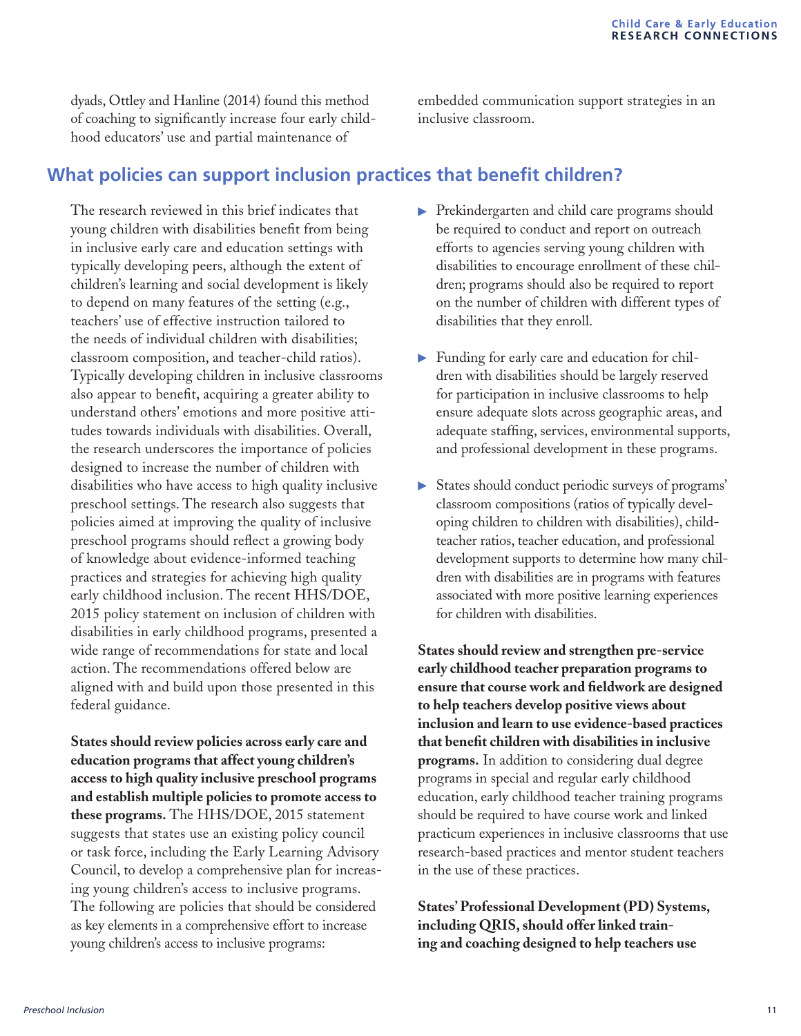dyads, Ottley and Hanline (2014) found this method of coaching to significantly increase four early childhood educators' use and partial maintenance of embedded communication support strategies in an inclusive classroom.

## What policies can support inclusion practices that benefit children?

The research reviewed in this brief indicates that young children with disabilities benefit from being in inclusive early care and education settings with typically developing peers, although the extent of children's learning and social development is likely to depend on many features of the setting (e.g., teachers' use of effective instruction tailored to the needs of individual children with disabilities; classroom composition, and teacher-child ratios). Typically developing children in inclusive classrooms also appear to benefit, acquiring a greater ability to understand others' emotions and more positive attitudes towards individuals with disabilities. Overall, the research underscores the importance of policies designed to increase the number of children with disabilities who have access to high quality inclusive preschool settings. The research also suggests that policies aimed at improving the quality of inclusive preschool programs should reflect a growing body of knowledge about evidence-informed teaching practices and strategies for achieving high quality early childhood inclusion. The recent HHS/DOE, 2015 policy statement on inclusion of children with disabilities in early childhood programs, presented a wide range of recommendations for state and local action. The recommendations offered below are aligned with and build upon those presented in this federal guidance.

**States should review policies across early care and education programs that affect young children's access to high quality inclusive preschool programs and establish multiple policies to promote access to these programs.** The HHS/DOE, 2015 statement suggests that states use an existing policy council or task force, including the Early Learning Advisory Council, to develop a comprehensive plan for increasing young children's access to inclusive programs. The following are policies that should be considered as key elements in a comprehensive effort to increase young children's access to inclusive programs:

- Prekindergarten and child care programs should be required to conduct and report on outreach efforts to agencies serving young children with disabilities to encourage enrollment of these children; programs should also be required to report on the number of children with different types of disabilities that they enroll.
- Funding for early care and education for children with disabilities should be largely reserved for participation in inclusive classrooms to help ensure adequate slots across geographic areas, and adequate staffing, services, environmental supports, and professional development in these programs.
- States should conduct periodic surveys of programs' classroom compositions (ratios of typically developing children to children with disabilities), child-teacher ratios, teacher education, and professional development supports to determine how many children with disabilities are in programs with features associated with more positive learning experiences for children with disabilities.

**States should review and strengthen pre-service early childhood teacher preparation programs to ensure that course work and fieldwork are designed to help teachers develop positive views about inclusion and learn to use evidence-based practices that benefit children with disabilities in inclusive programs.** In addition to considering dual degree programs in special and regular early childhood education, early childhood teacher training programs should be required to have course work and linked practicum experiences in inclusive classrooms that use research-based practices and mentor student teachers in the use of these practices.

**States' Professional Development (PD) Systems, including QRIS, should offer linked training and coaching designed to help teachers use**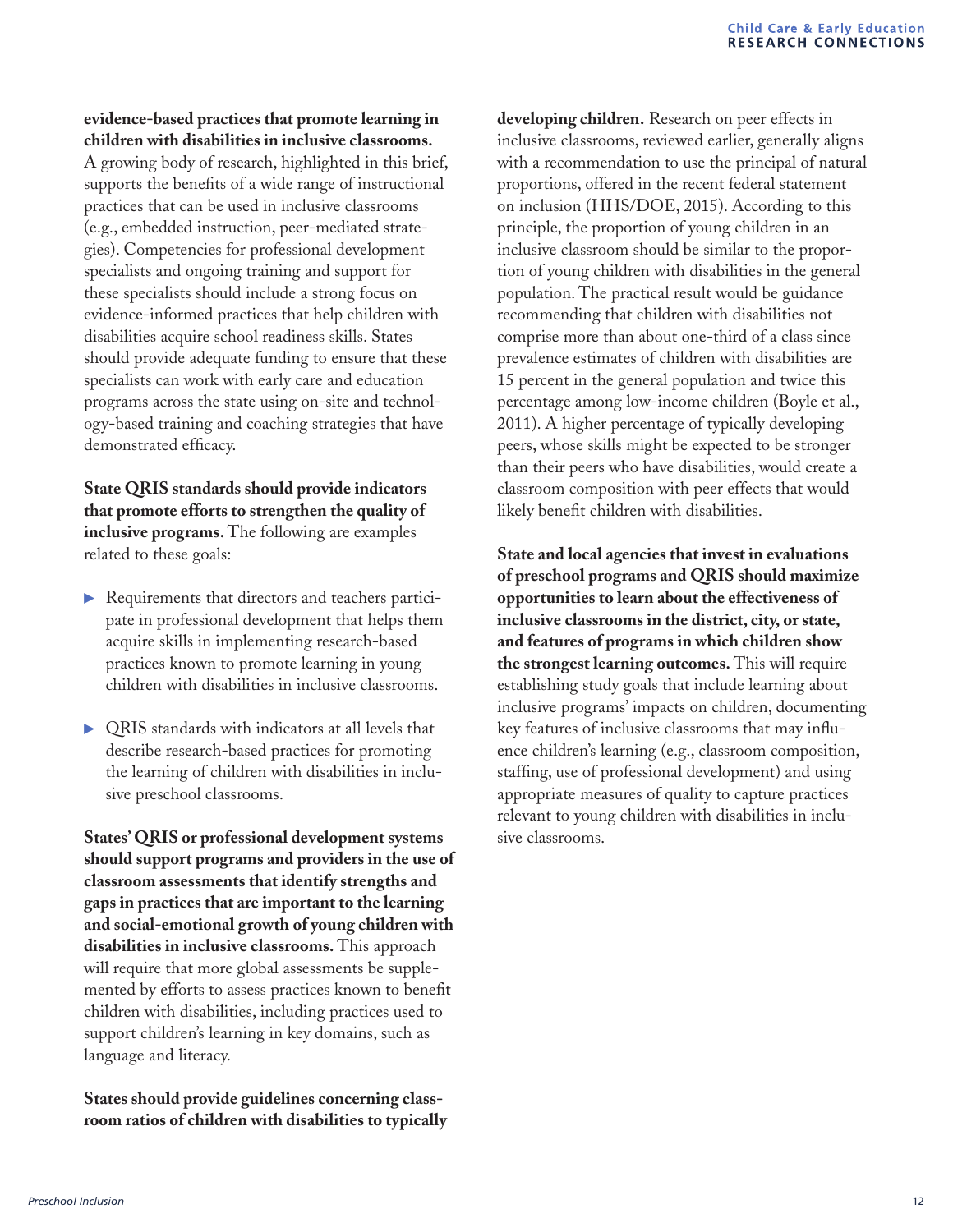**evidence-based practices that promote learning in children with disabilities in inclusive classrooms.** A growing body of research, highlighted in this brief, supports the benefits of a wide range of instructional practices that can be used in inclusive classrooms (e.g., embedded instruction, peer-mediated strategies). Competencies for professional development specialists and ongoing training and support for these specialists should include a strong focus on evidence-informed practices that help children with disabilities acquire school readiness skills. States should provide adequate funding to ensure that these specialists can work with early care and education programs across the state using on-site and technology-based training and coaching strategies that have demonstrated efficacy.

**State QRIS standards should provide indicators that promote efforts to strengthen the quality of inclusive programs.** The following are examples related to these goals:

- Requirements that directors and teachers participate in professional development that helps them acquire skills in implementing research-based practices known to promote learning in young children with disabilities in inclusive classrooms.
- QRIS standards with indicators at all levels that describe research-based practices for promoting the learning of children with disabilities in inclusive preschool classrooms.

**States' QRIS or professional development systems should support programs and providers in the use of classroom assessments that identify strengths and gaps in practices that are important to the learning and social-emotional growth of young children with disabilities in inclusive classrooms.** This approach will require that more global assessments be supplemented by efforts to assess practices known to benefit children with disabilities, including practices used to support children's learning in key domains, such as language and literacy.

**States should provide guidelines concerning classroom ratios of children with disabilities to typically developing children.** Research on peer effects in inclusive classrooms, reviewed earlier, generally aligns with a recommendation to use the principal of natural proportions, offered in the recent federal statement on inclusion (HHS/DOE, 2015). According to this principle, the proportion of young children in an inclusive classroom should be similar to the proportion of young children with disabilities in the general population. The practical result would be guidance recommending that children with disabilities not comprise more than about one-third of a class since prevalence estimates of children with disabilities are 15 percent in the general population and twice this percentage among low-income children (Boyle et al., 2011). A higher percentage of typically developing peers, whose skills might be expected to be stronger than their peers who have disabilities, would create a classroom composition with peer effects that would likely benefit children with disabilities.

**State and local agencies that invest in evaluations of preschool programs and QRIS should maximize opportunities to learn about the effectiveness of inclusive classrooms in the district, city, or state, and features of programs in which children show the strongest learning outcomes.** This will require establishing study goals that include learning about inclusive programs' impacts on children, documenting key features of inclusive classrooms that may influence children's learning (e.g., classroom composition, staffing, use of professional development) and using appropriate measures of quality to capture practices relevant to young children with disabilities in inclusive classrooms.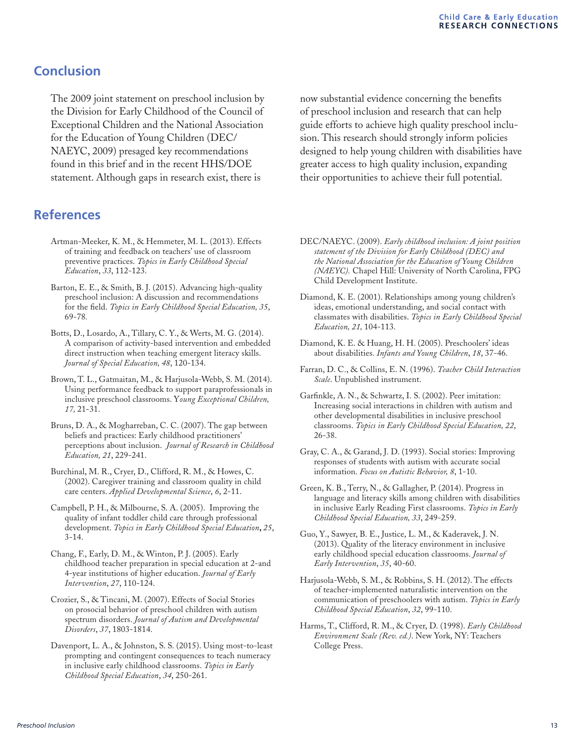## Conclusion

The 2009 joint statement on preschool inclusion by the Division for Early Childhood of the Council of Exceptional Children and the National Association for the Education of Young Children (DEC/NAEYC, 2009) presaged key recommendations found in this brief and in the recent HHS/DOE statement. Although gaps in research exist, there is now substantial evidence concerning the benefits of preschool inclusion and research that can help guide efforts to achieve high quality preschool inclusion. This research should strongly inform policies designed to help young children with disabilities have greater access to high quality inclusion, expanding their opportunities to achieve their full potential.

## References

Artman-Meeker, K. M., & Hemmeter, M. L. (2013). Effects of training and feedback on teachers' use of classroom preventive practices. *Topics in Early Childhood Special Education*, *33*, 112-123.

Barton, E. E., & Smith, B. J. (2015). Advancing high-quality preschool inclusion: A discussion and recommendations for the field. *Topics in Early Childhood Special Education, 35*, 69-78.

Botts, D., Losardo, A., Tillary, C. Y., & Werts, M. G. (2014). A comparison of activity-based intervention and embedded direct instruction when teaching emergent literacy skills. *Journal of Special Education, 48*, 120-134.

Brown, T. L., Gatmaitan, M., & Harjusola-Webb, S. M. (2014). Using performance feedback to support paraprofessionals in inclusive preschool classrooms. *Young Exceptional Children, 17,* 21-31.

Bruns, D. A., & Mogharreban, C. C. (2007). The gap between beliefs and practices: Early childhood practitioners' perceptions about inclusion. *Journal of Research in Childhood Education, 21*, 229-241.

Burchinal, M. R., Cryer, D., Clifford, R. M., & Howes, C. (2002). Caregiver training and classroom quality in child care centers. *Applied Developmental Science*, *6*, 2-11.

Campbell, P. H., & Milbourne, S. A. (2005). Improving the quality of infant toddler child care through professional development. *Topics in Early Childhood Special Education*, *25*, 3-14.

Chang, F., Early, D. M., & Winton, P. J. (2005). Early childhood teacher preparation in special education at 2-and 4-year institutions of higher education. *Journal of Early Intervention*, *27*, 110-124.

Crozier, S., & Tincani, M. (2007). Effects of Social Stories on prosocial behavior of preschool children with autism spectrum disorders. *Journal of Autism and Developmental Disorders*, *37*, 1803-1814.

Davenport, L. A., & Johnston, S. S. (2015). Using most-to-least prompting and contingent consequences to teach numeracy in inclusive early childhood classrooms. *Topics in Early Childhood Special Education*, *34*, 250-261.

DEC/NAEYC. (2009). *Early childhood inclusion: A joint position statement of the Division for Early Childhood (DEC) and the National Association for the Education of Young Children (NAEYC).* Chapel Hill: University of North Carolina, FPG Child Development Institute.

Diamond, K. E. (2001). Relationships among young children's ideas, emotional understanding, and social contact with classmates with disabilities. *Topics in Early Childhood Special Education, 21,* 104-113.

Diamond, K. E. & Huang, H. H. (2005). Preschoolers' ideas about disabilities. *Infants and Young Children*, *18*, 37-46.

Farran, D. C., & Collins, E. N. (1996). *Teacher Child Interaction Scale*. Unpublished instrument.

Garfinkle, A. N., & Schwartz, I. S. (2002). Peer imitation: Increasing social interactions in children with autism and other developmental disabilities in inclusive preschool classrooms. *Topics in Early Childhood Special Education, 22*, 26-38.

Gray, C. A., & Garand, J. D. (1993). Social stories: Improving responses of students with autism with accurate social information. *Focus on Autistic Behavior, 8*, 1-10.

Green, K. B., Terry, N., & Gallagher, P. (2014). Progress in language and literacy skills among children with disabilities in inclusive Early Reading First classrooms. *Topics in Early Childhood Special Education, 33*, 249-259.

Guo, Y., Sawyer, B. E., Justice, L. M., & Kaderavek, J. N. (2013). Quality of the literacy environment in inclusive early childhood special education classrooms. *Journal of Early Intervention*, *35*, 40-60.

Harjusola-Webb, S. M., & Robbins, S. H. (2012). The effects of teacher-implemented naturalistic intervention on the communication of preschoolers with autism. *Topics in Early Childhood Special Education*, *32*, 99-110.

Harms, T., Clifford, R. M., & Cryer, D. (1998). *Early Childhood Environment Scale (Rev. ed.)*. New York, NY: Teachers College Press.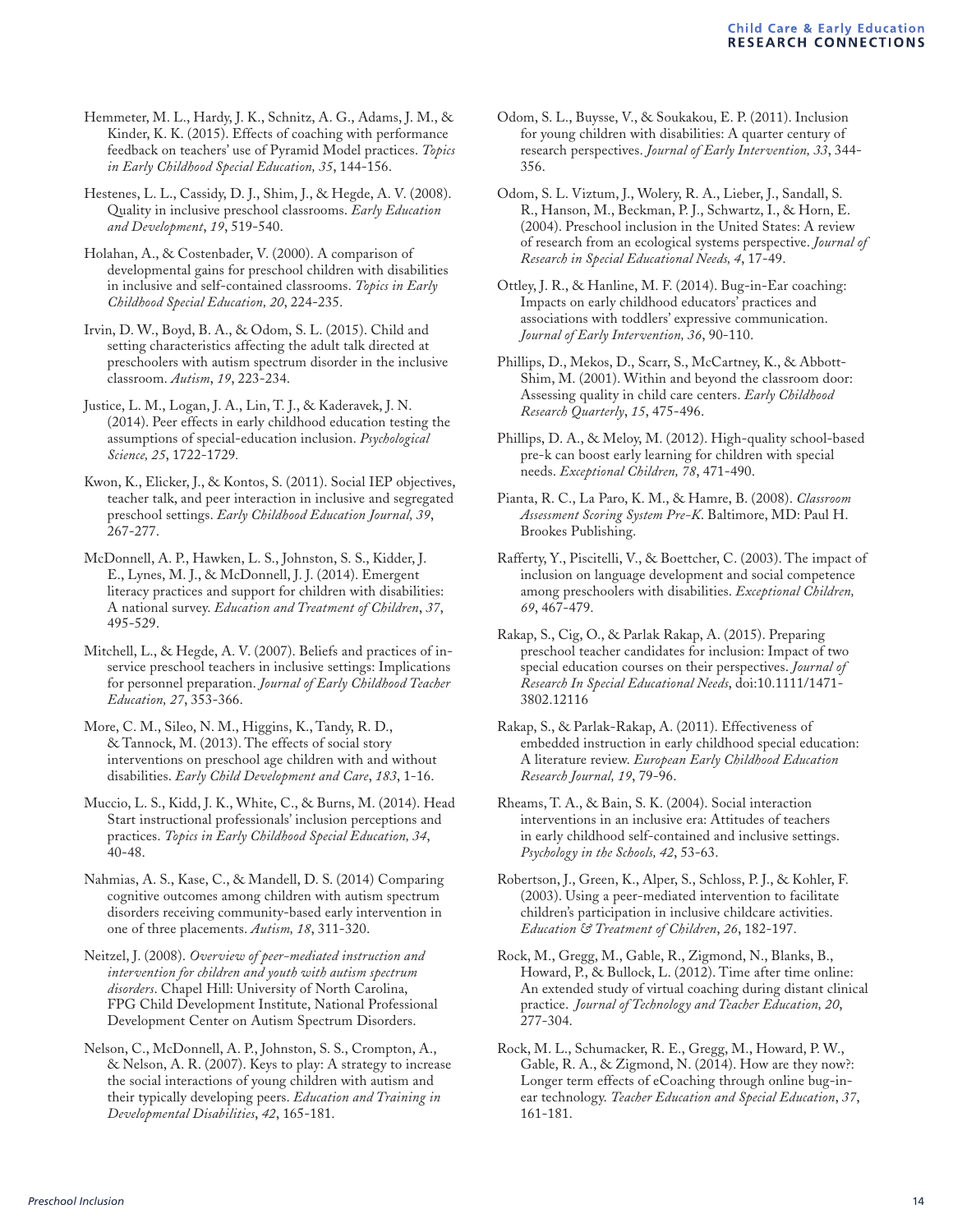Hemmeter, M. L., Hardy, J. K., Schnitz, A. G., Adams, J. M., & Kinder, K. K. (2015). Effects of coaching with performance feedback on teachers' use of Pyramid Model practices. *Topics in Early Childhood Special Education, 35*, 144-156.

Hestenes, L. L., Cassidy, D. J., Shim, J., & Hegde, A. V. (2008). Quality in inclusive preschool classrooms. *Early Education and Development*, *19*, 519-540.

Holahan, A., & Costenbader, V. (2000). A comparison of developmental gains for preschool children with disabilities in inclusive and self-contained classrooms. *Topics in Early Childhood Special Education, 20*, 224-235.

Irvin, D. W., Boyd, B. A., & Odom, S. L. (2015). Child and setting characteristics affecting the adult talk directed at preschoolers with autism spectrum disorder in the inclusive classroom. *Autism*, *19*, 223-234.

Justice, L. M., Logan, J. A., Lin, T. J., & Kaderavek, J. N. (2014). Peer effects in early childhood education testing the assumptions of special-education inclusion. *Psychological Science, 25*, 1722-1729.

Kwon, K., Elicker, J., & Kontos, S. (2011). Social IEP objectives, teacher talk, and peer interaction in inclusive and segregated preschool settings. *Early Childhood Education Journal, 39*, 267-277.

McDonnell, A. P., Hawken, L. S., Johnston, S. S., Kidder, J. E., Lynes, M. J., & McDonnell, J. J. (2014). Emergent literacy practices and support for children with disabilities: A national survey. *Education and Treatment of Children*, *37*, 495-529.

Mitchell, L., & Hegde, A. V. (2007). Beliefs and practices of in-service preschool teachers in inclusive settings: Implications for personnel preparation. *Journal of Early Childhood Teacher Education, 27*, 353-366.

More, C. M., Sileo, N. M., Higgins, K., Tandy, R. D., & Tannock, M. (2013). The effects of social story interventions on preschool age children with and without disabilities. *Early Child Development and Care*, *183*, 1-16.

Muccio, L. S., Kidd, J. K., White, C., & Burns, M. (2014). Head Start instructional professionals' inclusion perceptions and practices. *Topics in Early Childhood Special Education, 34*, 40-48.

Nahmias, A. S., Kase, C., & Mandell, D. S. (2014) Comparing cognitive outcomes among children with autism spectrum disorders receiving community-based early intervention in one of three placements. *Autism, 18*, 311-320.

Neitzel, J. (2008). *Overview of peer-mediated instruction and intervention for children and youth with autism spectrum disorders*. Chapel Hill: University of North Carolina, FPG Child Development Institute, National Professional Development Center on Autism Spectrum Disorders.

Nelson, C., McDonnell, A. P., Johnston, S. S., Crompton, A., & Nelson, A. R. (2007). Keys to play: A strategy to increase the social interactions of young children with autism and their typically developing peers. *Education and Training in Developmental Disabilities*, *42*, 165-181.

Odom, S. L., Buysse, V., & Soukakou, E. P. (2011). Inclusion for young children with disabilities: A quarter century of research perspectives. *Journal of Early Intervention, 33*, 344-356.

Odom, S. L. Viztum, J., Wolery, R. A., Lieber, J., Sandall, S. R., Hanson, M., Beckman, P. J., Schwartz, I., & Horn, E. (2004). Preschool inclusion in the United States: A review of research from an ecological systems perspective. *Journal of Research in Special Educational Needs, 4*, 17-49.

Ottley, J. R., & Hanline, M. F. (2014). Bug-in-Ear coaching: Impacts on early childhood educators' practices and associations with toddlers' expressive communication. *Journal of Early Intervention, 36*, 90-110.

Phillips, D., Mekos, D., Scarr, S., McCartney, K., & Abbott-Shim, M. (2001). Within and beyond the classroom door: Assessing quality in child care centers. *Early Childhood Research Quarterly*, *15*, 475-496.

Phillips, D. A., & Meloy, M. (2012). High-quality school-based pre-k can boost early learning for children with special needs. *Exceptional Children, 78*, 471-490.

Pianta, R. C., La Paro, K. M., & Hamre, B. (2008). *Classroom Assessment Scoring System Pre-K*. Baltimore, MD: Paul H. Brookes Publishing.

Rafferty, Y., Piscitelli, V., & Boettcher, C. (2003). The impact of inclusion on language development and social competence among preschoolers with disabilities. *Exceptional Children, 69*, 467-479.

Rakap, S., Cig, O., & Parlak Rakap, A. (2015). Preparing preschool teacher candidates for inclusion: Impact of two special education courses on their perspectives. *Journal of Research In Special Educational Needs*, doi:10.1111/1471-3802.12116

Rakap, S., & Parlak-Rakap, A. (2011). Effectiveness of embedded instruction in early childhood special education: A literature review. *European Early Childhood Education Research Journal, 19*, 79-96.

Rheams, T. A., & Bain, S. K. (2004). Social interaction interventions in an inclusive era: Attitudes of teachers in early childhood self-contained and inclusive settings. *Psychology in the Schools, 42*, 53-63.

Robertson, J., Green, K., Alper, S., Schloss, P. J., & Kohler, F. (2003). Using a peer-mediated intervention to facilitate children's participation in inclusive childcare activities. *Education & Treatment of Children*, *26*, 182-197.

Rock, M., Gregg, M., Gable, R., Zigmond, N., Blanks, B., Howard, P., & Bullock, L. (2012). Time after time online: An extended study of virtual coaching during distant clinical practice. *Journal of Technology and Teacher Education, 20*, 277-304.

Rock, M. L., Schumacker, R. E., Gregg, M., Howard, P. W., Gable, R. A., & Zigmond, N. (2014). How are they now?: Longer term effects of eCoaching through online bug-in-ear technology. *Teacher Education and Special Education*, *37*, 161-181.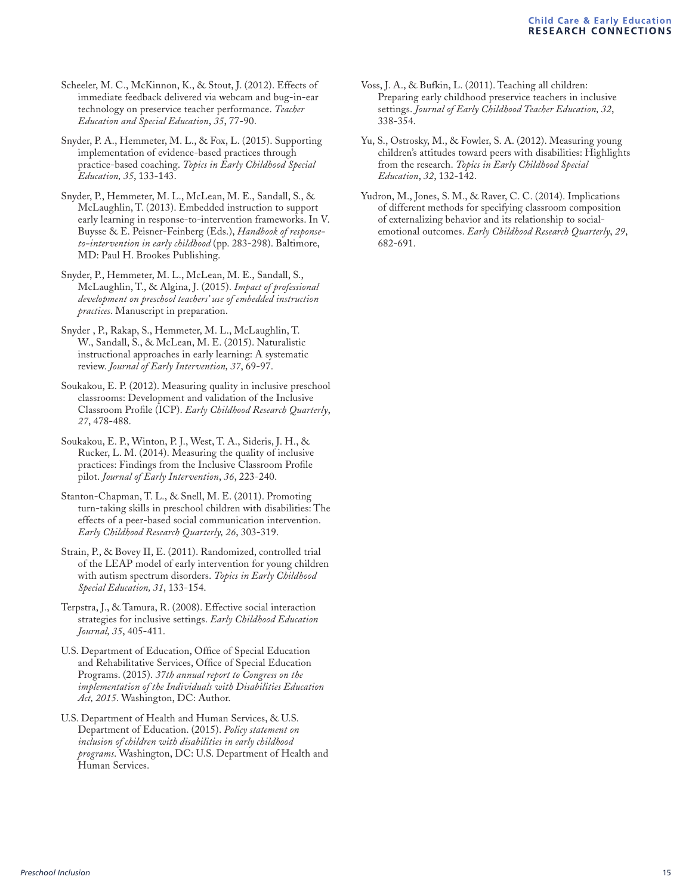Scheeler, M. C., McKinnon, K., & Stout, J. (2012). Effects of immediate feedback delivered via webcam and bug-in-ear technology on preservice teacher performance. *Teacher Education and Special Education*, *35*, 77-90.

Snyder, P. A., Hemmeter, M. L., & Fox, L. (2015). Supporting implementation of evidence-based practices through practice-based coaching. *Topics in Early Childhood Special Education, 35*, 133-143.

Snyder, P., Hemmeter, M. L., McLean, M. E., Sandall, S., & McLaughlin, T. (2013). Embedded instruction to support early learning in response-to-intervention frameworks. In V. Buysse & E. Peisner-Feinberg (Eds.), *Handbook of response-to-intervention in early childhood* (pp. 283-298). Baltimore, MD: Paul H. Brookes Publishing.

Snyder, P., Hemmeter, M. L., McLean, M. E., Sandall, S., McLaughlin, T., & Algina, J. (2015). *Impact of professional development on preschool teachers' use of embedded instruction practices*. Manuscript in preparation.

Snyder , P., Rakap, S., Hemmeter, M. L., McLaughlin, T. W., Sandall, S., & McLean, M. E. (2015). Naturalistic instructional approaches in early learning: A systematic review. *Journal of Early Intervention, 37*, 69-97.

Soukakou, E. P. (2012). Measuring quality in inclusive preschool classrooms: Development and validation of the Inclusive Classroom Profile (ICP). *Early Childhood Research Quarterly*, *27*, 478-488.

Soukakou, E. P., Winton, P. J., West, T. A., Sideris, J. H., & Rucker, L. M. (2014). Measuring the quality of inclusive practices: Findings from the Inclusive Classroom Profile pilot. *Journal of Early Intervention*, *36*, 223-240.

Stanton-Chapman, T. L., & Snell, M. E. (2011). Promoting turn-taking skills in preschool children with disabilities: The effects of a peer-based social communication intervention. *Early Childhood Research Quarterly, 26*, 303-319.

Strain, P., & Bovey II, E. (2011). Randomized, controlled trial of the LEAP model of early intervention for young children with autism spectrum disorders. *Topics in Early Childhood Special Education, 31*, 133-154.

Terpstra, J., & Tamura, R. (2008). Effective social interaction strategies for inclusive settings. *Early Childhood Education Journal, 35*, 405-411.

U.S. Department of Education, Office of Special Education and Rehabilitative Services, Office of Special Education Programs. (2015). *37th annual report to Congress on the implementation of the Individuals with Disabilities Education Act, 2015*. Washington, DC: Author.

U.S. Department of Health and Human Services, & U.S. Department of Education. (2015). *Policy statement on inclusion of children with disabilities in early childhood programs*. Washington, DC: U.S. Department of Health and Human Services.

Voss, J. A., & Bufkin, L. (2011). Teaching all children: Preparing early childhood preservice teachers in inclusive settings. *Journal of Early Childhood Teacher Education, 32*, 338-354.

Yu, S., Ostrosky, M., & Fowler, S. A. (2012). Measuring young children's attitudes toward peers with disabilities: Highlights from the research. *Topics in Early Childhood Special Education*, *32*, 132-142.

Yudron, M., Jones, S. M., & Raver, C. C. (2014). Implications of different methods for specifying classroom composition of externalizing behavior and its relationship to social-emotional outcomes. *Early Childhood Research Quarterly*, *29*, 682-691.